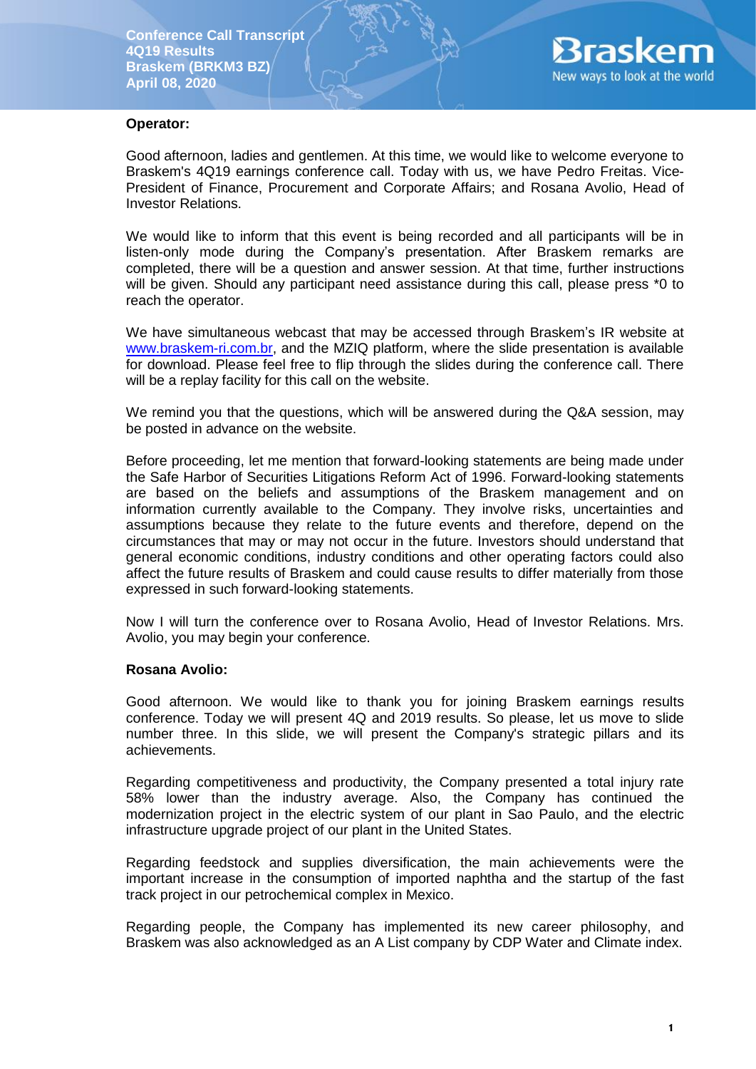Conference Call Transcript
4Q19 Results
Braskem (BRKM3 BZ)
April 08, 2020

**Operator:**

Good afternoon, ladies and gentlemen. At this time, we would like to welcome everyone to Braskem's 4Q19 earnings conference call. Today with us, we have Pedro Freitas. Vice-President of Finance, Procurement and Corporate Affairs; and Rosana Avolio, Head of Investor Relations.

We would like to inform that this event is being recorded and all participants will be in listen-only mode during the Company's presentation. After Braskem remarks are completed, there will be a question and answer session. At that time, further instructions will be given. Should any participant need assistance during this call, please press *0 to reach the operator.

We have simultaneous webcast that may be accessed through Braskem's IR website at www.braskem-ri.com.br, and the MZIQ platform, where the slide presentation is available for download. Please feel free to flip through the slides during the conference call. There will be a replay facility for this call on the website.

We remind you that the questions, which will be answered during the Q&A session, may be posted in advance on the website.

Before proceeding, let me mention that forward-looking statements are being made under the Safe Harbor of Securities Litigations Reform Act of 1996. Forward-looking statements are based on the beliefs and assumptions of the Braskem management and on information currently available to the Company. They involve risks, uncertainties and assumptions because they relate to the future events and therefore, depend on the circumstances that may or may not occur in the future. Investors should understand that general economic conditions, industry conditions and other operating factors could also affect the future results of Braskem and could cause results to differ materially from those expressed in such forward-looking statements.

Now I will turn the conference over to Rosana Avolio, Head of Investor Relations. Mrs. Avolio, you may begin your conference.

**Rosana Avolio:**

Good afternoon. We would like to thank you for joining Braskem earnings results conference. Today we will present 4Q and 2019 results. So please, let us move to slide number three. In this slide, we will present the Company's strategic pillars and its achievements.

Regarding competitiveness and productivity, the Company presented a total injury rate 58% lower than the industry average. Also, the Company has continued the modernization project in the electric system of our plant in Sao Paulo, and the electric infrastructure upgrade project of our plant in the United States.

Regarding feedstock and supplies diversification, the main achievements were the important increase in the consumption of imported naphtha and the startup of the fast track project in our petrochemical complex in Mexico.

Regarding people, the Company has implemented its new career philosophy, and Braskem was also acknowledged as an A List company by CDP Water and Climate index.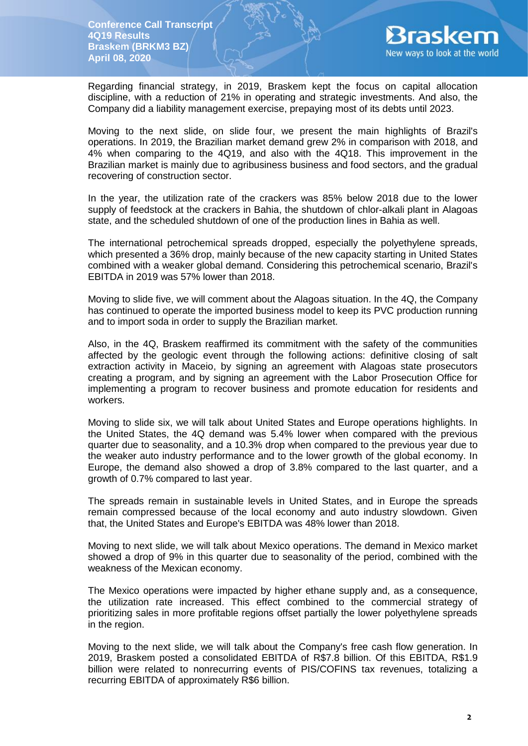Regarding financial strategy, in 2019, Braskem kept the focus on capital allocation discipline, with a reduction of 21% in operating and strategic investments. And also, the Company did a liability management exercise, prepaying most of its debts until 2023.

Moving to the next slide, on slide four, we present the main highlights of Brazil's operations. In 2019, the Brazilian market demand grew 2% in comparison with 2018, and 4% when comparing to the 4Q19, and also with the 4Q18. This improvement in the Brazilian market is mainly due to agribusiness business and food sectors, and the gradual recovering of construction sector.

In the year, the utilization rate of the crackers was 85% below 2018 due to the lower supply of feedstock at the crackers in Bahia, the shutdown of chlor-alkali plant in Alagoas state, and the scheduled shutdown of one of the production lines in Bahia as well.

The international petrochemical spreads dropped, especially the polyethylene spreads, which presented a 36% drop, mainly because of the new capacity starting in United States combined with a weaker global demand. Considering this petrochemical scenario, Brazil's EBITDA in 2019 was 57% lower than 2018.

Moving to slide five, we will comment about the Alagoas situation. In the 4Q, the Company has continued to operate the imported business model to keep its PVC production running and to import soda in order to supply the Brazilian market.

Also, in the 4Q, Braskem reaffirmed its commitment with the safety of the communities affected by the geologic event through the following actions: definitive closing of salt extraction activity in Maceio, by signing an agreement with Alagoas state prosecutors creating a program, and by signing an agreement with the Labor Prosecution Office for implementing a program to recover business and promote education for residents and workers.

Moving to slide six, we will talk about United States and Europe operations highlights. In the United States, the 4Q demand was 5.4% lower when compared with the previous quarter due to seasonality, and a 10.3% drop when compared to the previous year due to the weaker auto industry performance and to the lower growth of the global economy. In Europe, the demand also showed a drop of 3.8% compared to the last quarter, and a growth of 0.7% compared to last year.

The spreads remain in sustainable levels in United States, and in Europe the spreads remain compressed because of the local economy and auto industry slowdown. Given that, the United States and Europe's EBITDA was 48% lower than 2018.

Moving to next slide, we will talk about Mexico operations. The demand in Mexico market showed a drop of 9% in this quarter due to seasonality of the period, combined with the weakness of the Mexican economy.

The Mexico operations were impacted by higher ethane supply and, as a consequence, the utilization rate increased. This effect combined to the commercial strategy of prioritizing sales in more profitable regions offset partially the lower polyethylene spreads in the region.

Moving to the next slide, we will talk about the Company's free cash flow generation. In 2019, Braskem posted a consolidated EBITDA of R$7.8 billion. Of this EBITDA, R$1.9 billion were related to nonrecurring events of PIS/COFINS tax revenues, totalizing a recurring EBITDA of approximately R$6 billion.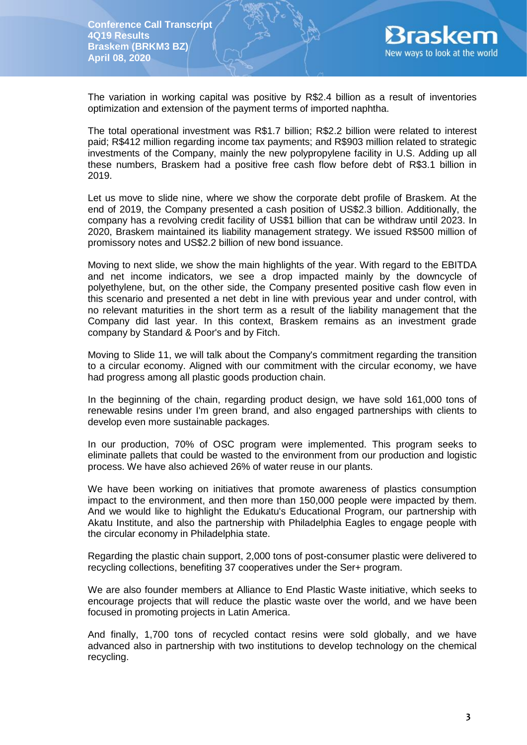The variation in working capital was positive by R$2.4 billion as a result of inventories optimization and extension of the payment terms of imported naphtha.

The total operational investment was R$1.7 billion; R$2.2 billion were related to interest paid; R$412 million regarding income tax payments; and R$903 million related to strategic investments of the Company, mainly the new polypropylene facility in U.S. Adding up all these numbers, Braskem had a positive free cash flow before debt of R$3.1 billion in 2019.

Let us move to slide nine, where we show the corporate debt profile of Braskem. At the end of 2019, the Company presented a cash position of US$2.3 billion. Additionally, the company has a revolving credit facility of US$1 billion that can be withdraw until 2023. In 2020, Braskem maintained its liability management strategy. We issued R$500 million of promissory notes and US$2.2 billion of new bond issuance.

Moving to next slide, we show the main highlights of the year. With regard to the EBITDA and net income indicators, we see a drop impacted mainly by the downcycle of polyethylene, but, on the other side, the Company presented positive cash flow even in this scenario and presented a net debt in line with previous year and under control, with no relevant maturities in the short term as a result of the liability management that the Company did last year. In this context, Braskem remains as an investment grade company by Standard & Poor's and by Fitch.

Moving to Slide 11, we will talk about the Company's commitment regarding the transition to a circular economy. Aligned with our commitment with the circular economy, we have had progress among all plastic goods production chain.

In the beginning of the chain, regarding product design, we have sold 161,000 tons of renewable resins under I'm green brand, and also engaged partnerships with clients to develop even more sustainable packages.

In our production, 70% of OSC program were implemented. This program seeks to eliminate pallets that could be wasted to the environment from our production and logistic process. We have also achieved 26% of water reuse in our plants.

We have been working on initiatives that promote awareness of plastics consumption impact to the environment, and then more than 150,000 people were impacted by them. And we would like to highlight the Edukatu's Educational Program, our partnership with Akatu Institute, and also the partnership with Philadelphia Eagles to engage people with the circular economy in Philadelphia state.

Regarding the plastic chain support, 2,000 tons of post-consumer plastic were delivered to recycling collections, benefiting 37 cooperatives under the Ser+ program.

We are also founder members at Alliance to End Plastic Waste initiative, which seeks to encourage projects that will reduce the plastic waste over the world, and we have been focused in promoting projects in Latin America.

And finally, 1,700 tons of recycled contact resins were sold globally, and we have advanced also in partnership with two institutions to develop technology on the chemical recycling.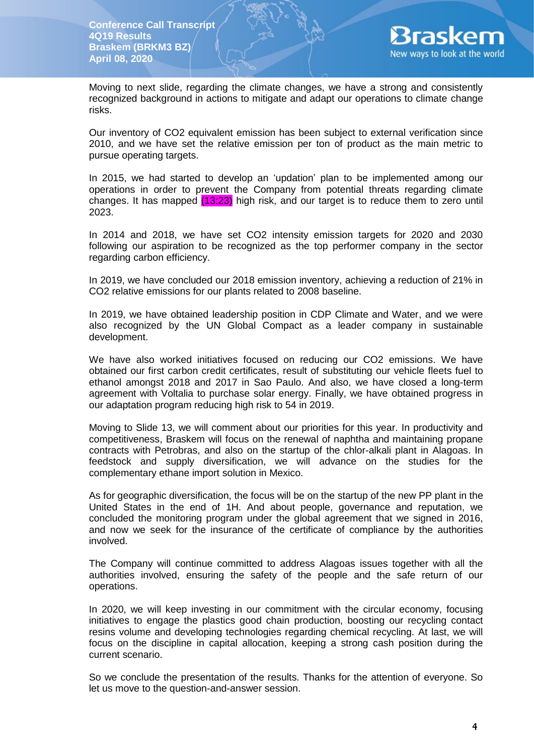Moving to next slide, regarding the climate changes, we have a strong and consistently recognized background in actions to mitigate and adapt our operations to climate change risks.

Our inventory of $CO_2$ equivalent emission has been subject to external verification since 2010, and we have set the relative emission per ton of product as the main metric to pursue operating targets.

In 2015, we had started to develop an 'updation' plan to be implemented among our operations in order to prevent the Company from potential threats regarding climate changes. It has mapped (13:23) high risk, and our target is to reduce them to zero until 2023.

In 2014 and 2018, we have set $CO_2$ intensity emission targets for 2020 and 2030 following our aspiration to be recognized as the top performer company in the sector regarding carbon efficiency.

In 2019, we have concluded our 2018 emission inventory, achieving a reduction of 21% in $CO_2$ relative emissions for our plants related to 2008 baseline.

In 2019, we have obtained leadership position in CDP Climate and Water, and we were also recognized by the UN Global Compact as a leader company in sustainable development.

We have also worked initiatives focused on reducing our $CO_2$ emissions. We have obtained our first carbon credit certificates, result of substituting our vehicle fleets fuel to ethanol amongst 2018 and 2017 in Sao Paulo. And also, we have closed a long-term agreement with Voltalia to purchase solar energy. Finally, we have obtained progress in our adaptation program reducing high risk to 54 in 2019.

Moving to Slide 13, we will comment about our priorities for this year. In productivity and competitiveness, Braskem will focus on the renewal of naphtha and maintaining propane contracts with Petrobras, and also on the startup of the chlor-alkali plant in Alagoas. In feedstock and supply diversification, we will advance on the studies for the complementary ethane import solution in Mexico.

As for geographic diversification, the focus will be on the startup of the new PP plant in the United States in the end of 1H. And about people, governance and reputation, we concluded the monitoring program under the global agreement that we signed in 2016, and now we seek for the insurance of the certificate of compliance by the authorities involved.

The Company will continue committed to address Alagoas issues together with all the authorities involved, ensuring the safety of the people and the safe return of our operations.

In 2020, we will keep investing in our commitment with the circular economy, focusing initiatives to engage the plastics good chain production, boosting our recycling contact resins volume and developing technologies regarding chemical recycling. At last, we will focus on the discipline in capital allocation, keeping a strong cash position during the current scenario.

So we conclude the presentation of the results. Thanks for the attention of everyone. So let us move to the question-and-answer session.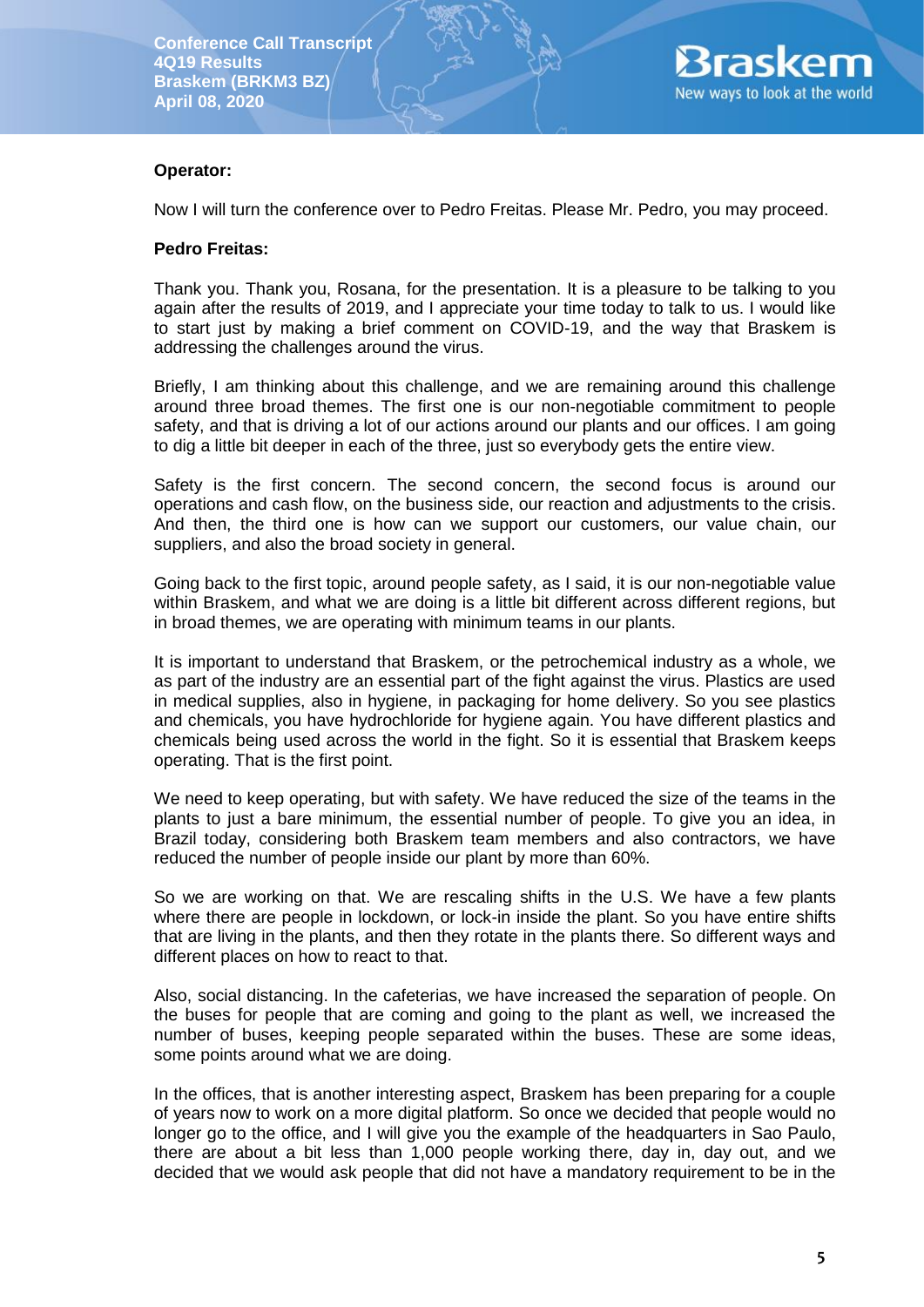**Operator:**

Now I will turn the conference over to Pedro Freitas. Please Mr. Pedro, you may proceed.

**Pedro Freitas:**

Thank you. Thank you, Rosana, for the presentation. It is a pleasure to be talking to you again after the results of 2019, and I appreciate your time today to talk to us. I would like to start just by making a brief comment on COVID-19, and the way that Braskem is addressing the challenges around the virus.

Briefly, I am thinking about this challenge, and we are remaining around this challenge around three broad themes. The first one is our non-negotiable commitment to people safety, and that is driving a lot of our actions around our plants and our offices. I am going to dig a little bit deeper in each of the three, just so everybody gets the entire view.

Safety is the first concern. The second concern, the second focus is around our operations and cash flow, on the business side, our reaction and adjustments to the crisis. And then, the third one is how can we support our customers, our value chain, our suppliers, and also the broad society in general.

Going back to the first topic, around people safety, as I said, it is our non-negotiable value within Braskem, and what we are doing is a little bit different across different regions, but in broad themes, we are operating with minimum teams in our plants.

It is important to understand that Braskem, or the petrochemical industry as a whole, we as part of the industry are an essential part of the fight against the virus. Plastics are used in medical supplies, also in hygiene, in packaging for home delivery. So you see plastics and chemicals, you have hydrochloride for hygiene again. You have different plastics and chemicals being used across the world in the fight. So it is essential that Braskem keeps operating. That is the first point.

We need to keep operating, but with safety. We have reduced the size of the teams in the plants to just a bare minimum, the essential number of people. To give you an idea, in Brazil today, considering both Braskem team members and also contractors, we have reduced the number of people inside our plant by more than 60%.

So we are working on that. We are rescaling shifts in the U.S. We have a few plants where there are people in lockdown, or lock-in inside the plant. So you have entire shifts that are living in the plants, and then they rotate in the plants there. So different ways and different places on how to react to that.

Also, social distancing. In the cafeterias, we have increased the separation of people. On the buses for people that are coming and going to the plant as well, we increased the number of buses, keeping people separated within the buses. These are some ideas, some points around what we are doing.

In the offices, that is another interesting aspect, Braskem has been preparing for a couple of years now to work on a more digital platform. So once we decided that people would no longer go to the office, and I will give you the example of the headquarters in Sao Paulo, there are about a bit less than 1,000 people working there, day in, day out, and we decided that we would ask people that did not have a mandatory requirement to be in the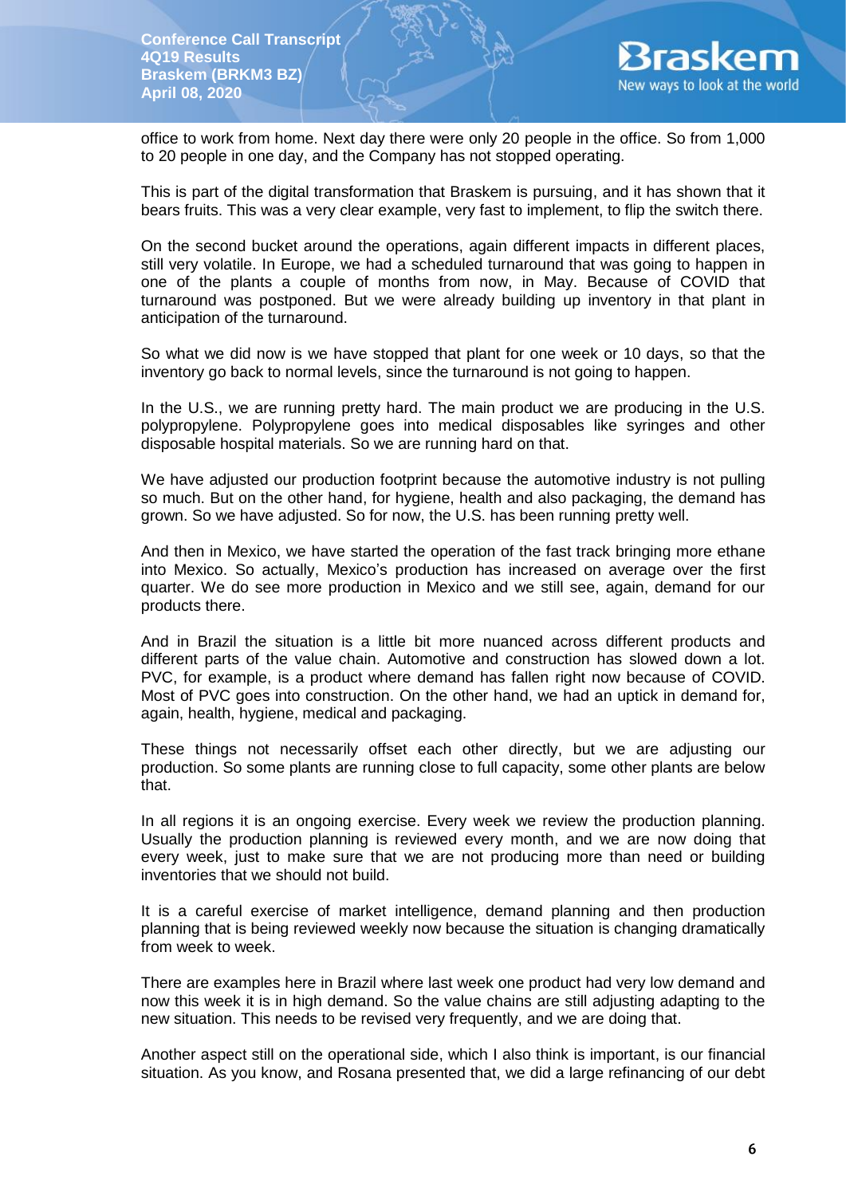office to work from home. Next day there were only 20 people in the office. So from 1,000 to 20 people in one day, and the Company has not stopped operating.

This is part of the digital transformation that Braskem is pursuing, and it has shown that it bears fruits. This was a very clear example, very fast to implement, to flip the switch there.

On the second bucket around the operations, again different impacts in different places, still very volatile. In Europe, we had a scheduled turnaround that was going to happen in one of the plants a couple of months from now, in May. Because of COVID that turnaround was postponed. But we were already building up inventory in that plant in anticipation of the turnaround.

So what we did now is we have stopped that plant for one week or 10 days, so that the inventory go back to normal levels, since the turnaround is not going to happen.

In the U.S., we are running pretty hard. The main product we are producing in the U.S. polypropylene. Polypropylene goes into medical disposables like syringes and other disposable hospital materials. So we are running hard on that.

We have adjusted our production footprint because the automotive industry is not pulling so much. But on the other hand, for hygiene, health and also packaging, the demand has grown. So we have adjusted. So for now, the U.S. has been running pretty well.

And then in Mexico, we have started the operation of the fast track bringing more ethane into Mexico. So actually, Mexico's production has increased on average over the first quarter. We do see more production in Mexico and we still see, again, demand for our products there.

And in Brazil the situation is a little bit more nuanced across different products and different parts of the value chain. Automotive and construction has slowed down a lot. PVC, for example, is a product where demand has fallen right now because of COVID. Most of PVC goes into construction. On the other hand, we had an uptick in demand for, again, health, hygiene, medical and packaging.

These things not necessarily offset each other directly, but we are adjusting our production. So some plants are running close to full capacity, some other plants are below that.

In all regions it is an ongoing exercise. Every week we review the production planning. Usually the production planning is reviewed every month, and we are now doing that every week, just to make sure that we are not producing more than need or building inventories that we should not build.

It is a careful exercise of market intelligence, demand planning and then production planning that is being reviewed weekly now because the situation is changing dramatically from week to week.

There are examples here in Brazil where last week one product had very low demand and now this week it is in high demand. So the value chains are still adjusting adapting to the new situation. This needs to be revised very frequently, and we are doing that.

Another aspect still on the operational side, which I also think is important, is our financial situation. As you know, and Rosana presented that, we did a large refinancing of our debt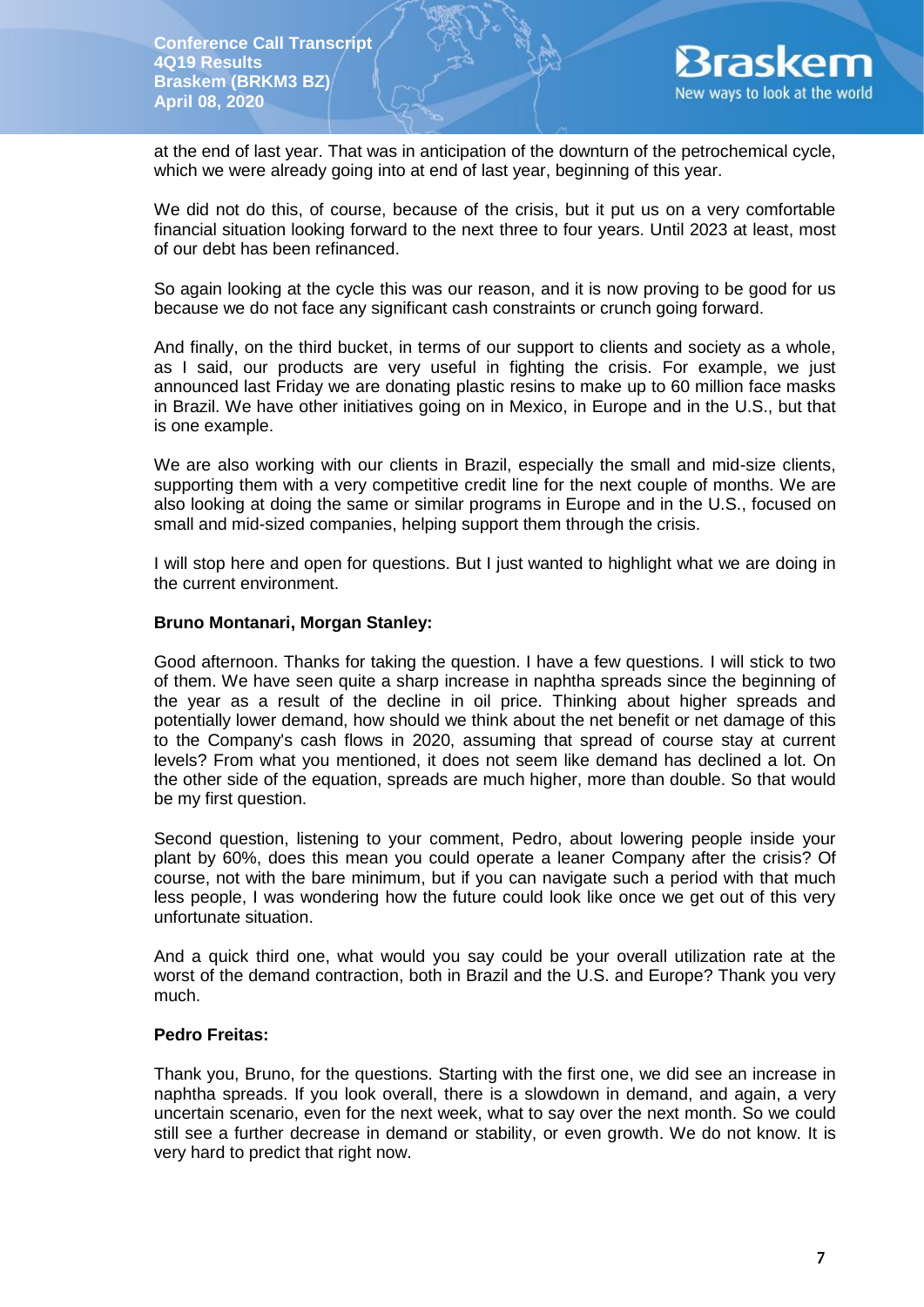at the end of last year. That was in anticipation of the downturn of the petrochemical cycle, which we were already going into at end of last year, beginning of this year.

We did not do this, of course, because of the crisis, but it put us on a very comfortable financial situation looking forward to the next three to four years. Until 2023 at least, most of our debt has been refinanced.

So again looking at the cycle this was our reason, and it is now proving to be good for us because we do not face any significant cash constraints or crunch going forward.

And finally, on the third bucket, in terms of our support to clients and society as a whole, as I said, our products are very useful in fighting the crisis. For example, we just announced last Friday we are donating plastic resins to make up to 60 million face masks in Brazil. We have other initiatives going on in Mexico, in Europe and in the U.S., but that is one example.

We are also working with our clients in Brazil, especially the small and mid-size clients, supporting them with a very competitive credit line for the next couple of months. We are also looking at doing the same or similar programs in Europe and in the U.S., focused on small and mid-sized companies, helping support them through the crisis.

I will stop here and open for questions. But I just wanted to highlight what we are doing in the current environment.

**Bruno Montanari, Morgan Stanley:**

Good afternoon. Thanks for taking the question. I have a few questions. I will stick to two of them. We have seen quite a sharp increase in naphtha spreads since the beginning of the year as a result of the decline in oil price. Thinking about higher spreads and potentially lower demand, how should we think about the net benefit or net damage of this to the Company's cash flows in 2020, assuming that spread of course stay at current levels? From what you mentioned, it does not seem like demand has declined a lot. On the other side of the equation, spreads are much higher, more than double. So that would be my first question.

Second question, listening to your comment, Pedro, about lowering people inside your plant by 60%, does this mean you could operate a leaner Company after the crisis? Of course, not with the bare minimum, but if you can navigate such a period with that much less people, I was wondering how the future could look like once we get out of this very unfortunate situation.

And a quick third one, what would you say could be your overall utilization rate at the worst of the demand contraction, both in Brazil and the U.S. and Europe? Thank you very much.

**Pedro Freitas:**

Thank you, Bruno, for the questions. Starting with the first one, we did see an increase in naphtha spreads. If you look overall, there is a slowdown in demand, and again, a very uncertain scenario, even for the next week, what to say over the next month. So we could still see a further decrease in demand or stability, or even growth. We do not know. It is very hard to predict that right now.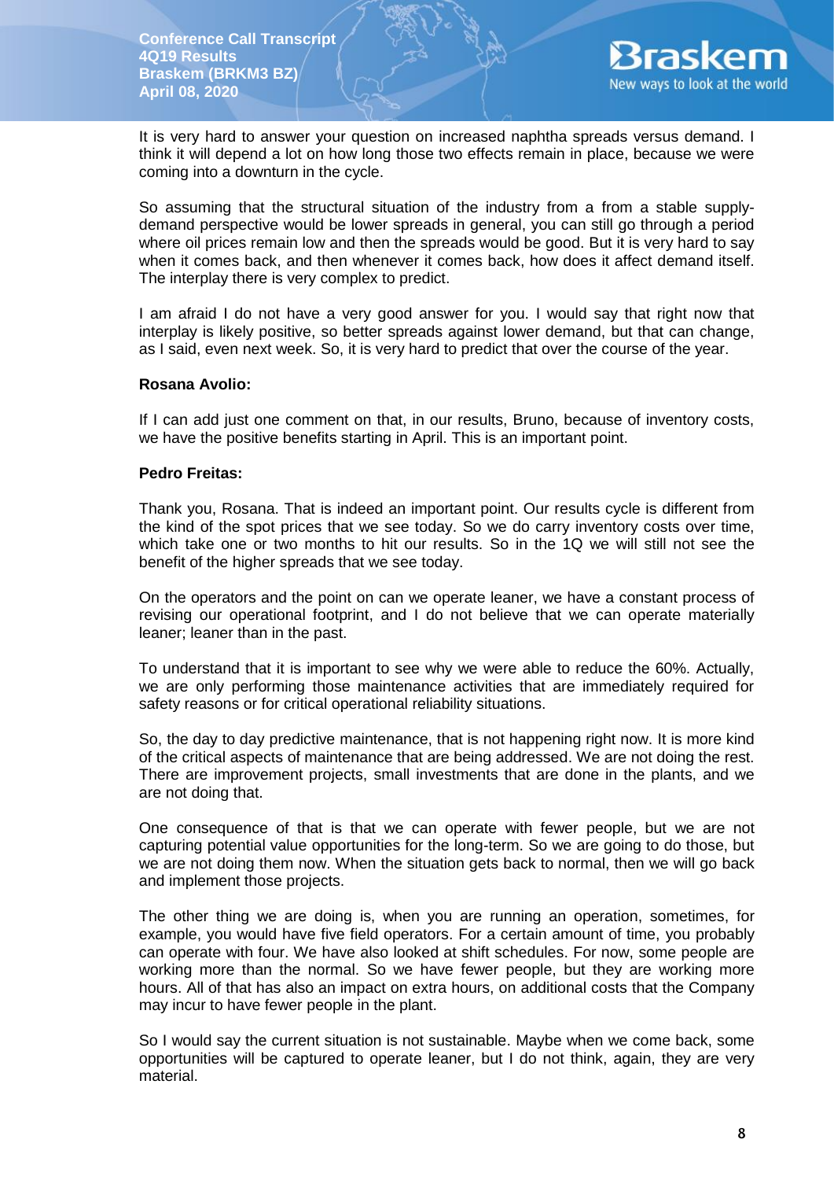It is very hard to answer your question on increased naphtha spreads versus demand. I think it will depend a lot on how long those two effects remain in place, because we were coming into a downturn in the cycle.

So assuming that the structural situation of the industry from a from a stable supply-demand perspective would be lower spreads in general, you can still go through a period where oil prices remain low and then the spreads would be good. But it is very hard to say when it comes back, and then whenever it comes back, how does it affect demand itself. The interplay there is very complex to predict.

I am afraid I do not have a very good answer for you. I would say that right now that interplay is likely positive, so better spreads against lower demand, but that can change, as I said, even next week. So, it is very hard to predict that over the course of the year.

**Rosana Avolio:**

If I can add just one comment on that, in our results, Bruno, because of inventory costs, we have the positive benefits starting in April. This is an important point.

**Pedro Freitas:**

Thank you, Rosana. That is indeed an important point. Our results cycle is different from the kind of the spot prices that we see today. So we do carry inventory costs over time, which take one or two months to hit our results. So in the 1Q we will still not see the benefit of the higher spreads that we see today.

On the operators and the point on can we operate leaner, we have a constant process of revising our operational footprint, and I do not believe that we can operate materially leaner; leaner than in the past.

To understand that it is important to see why we were able to reduce the 60%. Actually, we are only performing those maintenance activities that are immediately required for safety reasons or for critical operational reliability situations.

So, the day to day predictive maintenance, that is not happening right now. It is more kind of the critical aspects of maintenance that are being addressed. We are not doing the rest. There are improvement projects, small investments that are done in the plants, and we are not doing that.

One consequence of that is that we can operate with fewer people, but we are not capturing potential value opportunities for the long-term. So we are going to do those, but we are not doing them now. When the situation gets back to normal, then we will go back and implement those projects.

The other thing we are doing is, when you are running an operation, sometimes, for example, you would have five field operators. For a certain amount of time, you probably can operate with four. We have also looked at shift schedules. For now, some people are working more than the normal. So we have fewer people, but they are working more hours. All of that has also an impact on extra hours, on additional costs that the Company may incur to have fewer people in the plant.

So I would say the current situation is not sustainable. Maybe when we come back, some opportunities will be captured to operate leaner, but I do not think, again, they very material.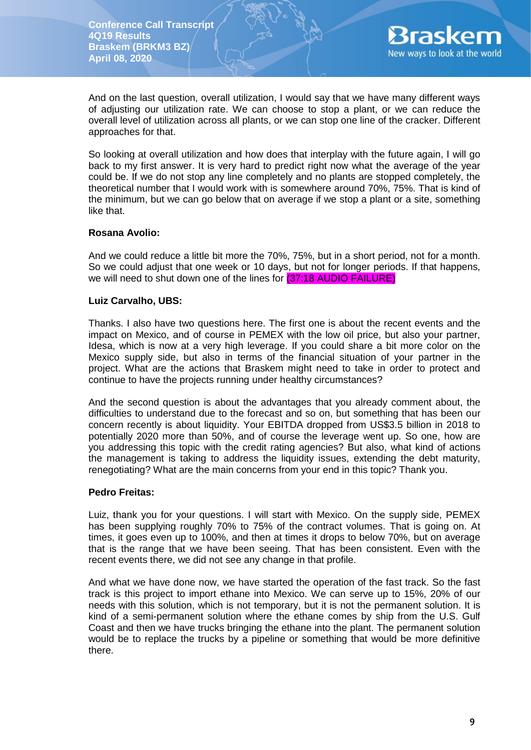And on the last question, overall utilization, I would say that we have many different ways of adjusting our utilization rate. We can choose to stop a plant, or we can reduce the overall level of utilization across all plants, or we can stop one line of the cracker. Different approaches for that.

So looking at overall utilization and how does that interplay with the future again, I will go back to my first answer. It is very hard to predict right now what the average of the year could be. If we do not stop any line completely and no plants are stopped completely, the theoretical number that I would work with is somewhere around 70%, 75%. That is kind of the minimum, but we can go below that on average if we stop a plant or a site, something like that.

**Rosana Avolio:**

And we could reduce a little bit more the 70%, 75%, but in a short period, not for a month. So we could adjust that one week or 10 days, but not for longer periods. If that happens, we will need to shut down one of the lines for (37:18 AUDIO FAILURE)

**Luiz Carvalho, UBS:**

Thanks. I also have two questions here. The first one is about the recent events and the impact on Mexico, and of course in PEMEX with the low oil price, but also your partner, Idesa, which is now at a very high leverage. If you could share a bit more color on the Mexico supply side, but also in terms of the financial situation of your partner in the project. What are the actions that Braskem might need to take in order to protect and continue to have the projects running under healthy circumstances?

And the second question is about the advantages that you already comment about, the difficulties to understand due to the forecast and so on, but something that has been our concern recently is about liquidity. Your EBITDA dropped from US$3.5 billion in 2018 to potentially 2020 more than 50%, and of course the leverage went up. So one, how are you addressing this topic with the credit rating agencies? But also, what kind of actions the management is taking to address the liquidity issues, extending the debt maturity, renegotiating? What are the main concerns from your end in this topic? Thank you.

**Pedro Freitas:**

Luiz, thank you for your questions. I will start with Mexico. On the supply side, PEMEX has been supplying roughly 70% to 75% of the contract volumes. That is going on. At times, it goes even up to 100%, and then at times it drops to below 70%, but on average that is the range that we have been seeing. That has been consistent. Even with the recent events there, we did not see any change in that profile.

And what we have done now, we have started the operation of the fast track. So the fast track is this project to import ethane into Mexico. We can serve up to 15%, 20% of our needs with this solution, which is not temporary, but it is not the permanent solution. It is kind of a semi-permanent solution where the ethane comes by ship from the U.S. Gulf Coast and then we have trucks bringing the ethane into the plant. The permanent solution would be to replace the trucks by a pipeline or something that would be more definitive there.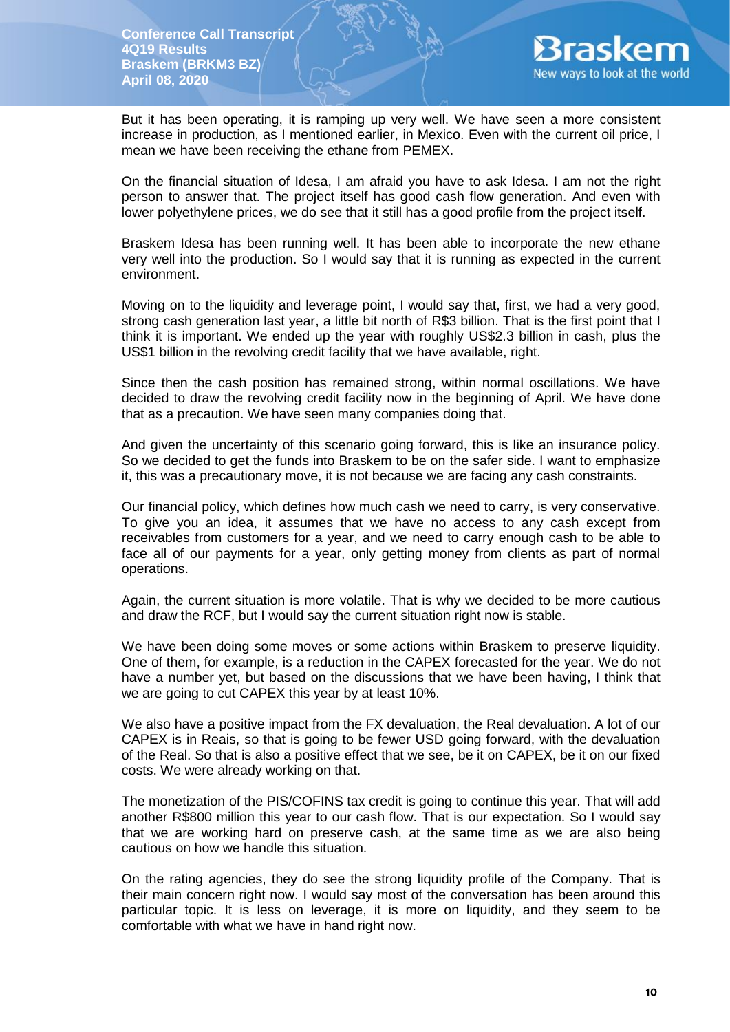But it has been operating, it is ramping up very well. We have seen a more consistent increase in production, as I mentioned earlier, in Mexico. Even with the current oil price, I mean we have been receiving the ethane from PEMEX.

On the financial situation of Idesa, I am afraid you have to ask Idesa. I am not the right person to answer that. The project itself has good cash flow generation. And even with lower polyethylene prices, we do see that it still has a good profile from the project itself.

Braskem Idesa has been running well. It has been able to incorporate the new ethane very well into the production. So I would say that it is running as expected in the current environment.

Moving on to the liquidity and leverage point, I would say that, first, we had a very good, strong cash generation last year, a little bit north of R$3 billion. That is the first point that I think it is important. We ended up the year with roughly US$2.3 billion in cash, plus the US$1 billion in the revolving credit facility that we have available, right.

Since then the cash position has remained strong, within normal oscillations. We have decided to draw the revolving credit facility now in the beginning of April. We have done that as a precaution. We have seen many companies doing that.

And given the uncertainty of this scenario going forward, this is like an insurance policy. So we decided to get the funds into Braskem to be on the safer side. I want to emphasize it, this was a precautionary move, it is not because we are facing any cash constraints.

Our financial policy, which defines how much cash we need to carry, is very conservative. To give you an idea, it assumes that we have no access to any cash except from receivables from customers for a year, and we need to carry enough cash to be able to face all of our payments for a year, only getting money from clients as part of normal operations.

Again, the current situation is more volatile. That is why we decided to be more cautious and draw the RCF, but I would say the current situation right now is stable.

We have been doing some moves or some actions within Braskem to preserve liquidity. One of them, for example, is a reduction in the CAPEX forecasted for the year. We do not have a number yet, but based on the discussions that we have been having, I think that we are going to cut CAPEX this year by at least 10%.

We also have a positive impact from the FX devaluation, the Real devaluation. A lot of our CAPEX is in Reais, so that is going to be fewer USD going forward, with the devaluation of the Real. So that is also a positive effect that we see, be it on CAPEX, be it on our fixed costs. We were already working on that.

The monetization of the PIS/COFINS tax credit is going to continue this year. That will add another R$800 million this year to our cash flow. That is our expectation. So I would say that we are working hard on preserve cash, at the same time as we are also being cautious on how we handle this situation.

On the rating agencies, they do see the strong liquidity profile of the Company. That is their main concern right now. I would say most of the conversation has been around this particular topic. It is less on leverage, it is more on liquidity, and they seem to be comfortable with what we have in hand right now.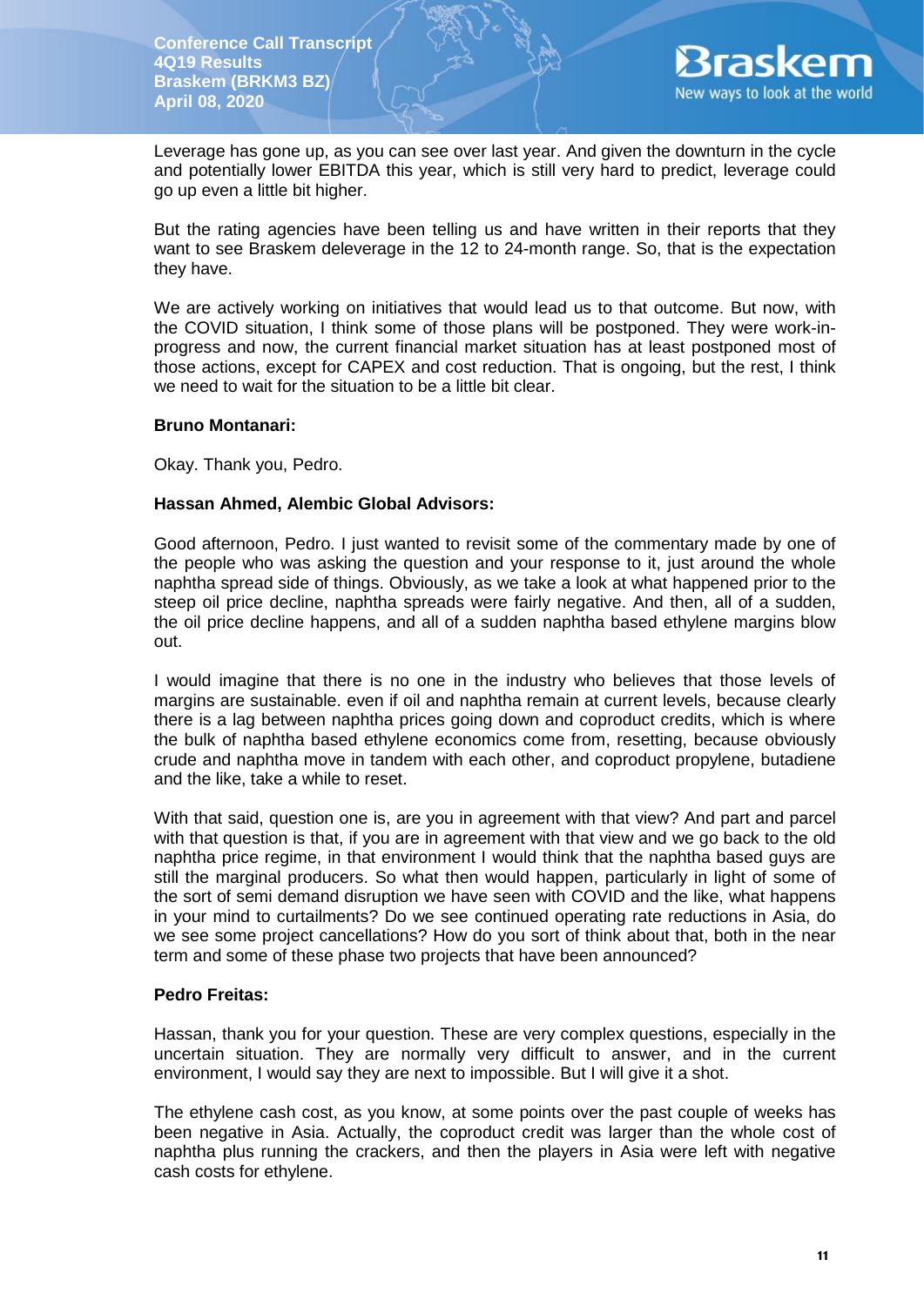Leverage has gone up, as you can see over last year. And given the downturn in the cycle and potentially lower EBITDA this year, which is still very hard to predict, leverage could go up even a little bit higher.

But the rating agencies have been telling us and have written in their reports that they want to see Braskem deleverage in the 12 to 24-month range. So, that is the expectation they have.

We are actively working on initiatives that would lead us to that outcome. But now, with the COVID situation, I think some of those plans will be postponed. They were work-in-progress and now, the current financial market situation has at least postponed most of those actions, except for CAPEX and cost reduction. That is ongoing, but the rest, I think we need to wait for the situation to be a little bit clear.

**Bruno Montanari:**

Okay. Thank you, Pedro.

**Hassan Ahmed, Alembic Global Advisors:**

Good afternoon, Pedro. I just wanted to revisit some of the commentary made by one of the people who was asking the question and your response to it, just around the whole naphtha spread side of things. Obviously, as we take a look at what happened prior to the steep oil price decline, naphtha spreads were fairly negative. And then, all of a sudden, the oil price decline happens, and all of a sudden naphtha based ethylene margins blow out.

I would imagine that there is no one in the industry who believes that those levels of margins are sustainable. even if oil and naphtha remain at current levels, because clearly there is a lag between naphtha prices going down and coproduct credits, which is where the bulk of naphtha based ethylene economics come from, resetting, because obviously crude and naphtha move in tandem with each other, and coproduct propylene, butadiene and the like, take a while to reset.

With that said, question one is, are you in agreement with that view? And part and parcel with that question is that, if you are in agreement with that view and we go back to the old naphtha price regime, in that environment I would think that the naphtha based guys are still the marginal producers. So what then would happen, particularly in light of some of the sort of semi demand disruption we have seen with COVID and the like, what happens in your mind to curtailments? Do we see continued operating rate reductions in Asia, do we see some project cancellations? How do you sort of think about that, both in the near term and some of these phase two projects that have been announced?

**Pedro Freitas:**

Hassan, thank you for your question. These are very complex questions, especially in the uncertain situation. They are normally very difficult to answer, and in the current environment, I would say they are next to impossible. But I will give it a shot.

The ethylene cash cost, as you know, at some points over the past couple of weeks has been negative in Asia. Actually, the coproduct credit was larger than the whole cost of naphtha plus running the crackers, and then the players in Asia were left with negative cash costs for ethylene.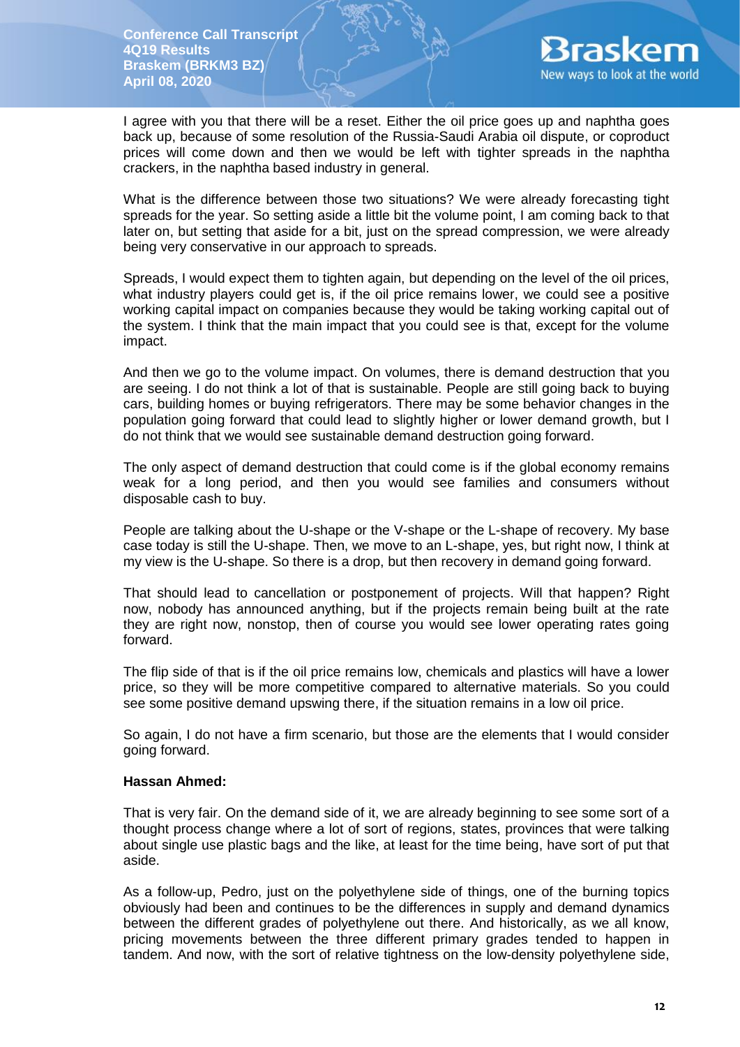I agree with you that there will be a reset. Either the oil price goes up and naphtha goes back up, because of some resolution of the Russia-Saudi Arabia oil dispute, or coproduct prices will come down and then we would be left with tighter spreads in the naphtha crackers, in the naphtha based industry in general.

What is the difference between those two situations? We were already forecasting tight spreads for the year. So setting aside a little bit the volume point, I am coming back to that later on, but setting that aside for a bit, just on the spread compression, we were already being very conservative in our approach to spreads.

Spreads, I would expect them to tighten again, but depending on the level of the oil prices, what industry players could get is, if the oil price remains lower, we could see a positive working capital impact on companies because they would be taking working capital out of the system. I think that the main impact that you could see is that, except for the volume impact.

And then we go to the volume impact. On volumes, there is demand destruction that you are seeing. I do not think a lot of that is sustainable. People are still going back to buying cars, building homes or buying refrigerators. There may be some behavior changes in the population going forward that could lead to slightly higher or lower demand growth, but I do not think that we would see sustainable demand destruction going forward.

The only aspect of demand destruction that could come is if the global economy remains weak for a long period, and then you would see families and consumers without disposable cash to buy.

People are talking about the U-shape or the V-shape or the L-shape of recovery. My base case today is still the U-shape. Then, we move to an L-shape, yes, but right now, I think at my view is the U-shape. So there is a drop, but then recovery in demand going forward.

That should lead to cancellation or postponement of projects. Will that happen? Right now, nobody has announced anything, but if the projects remain being built at the rate they are right now, nonstop, then of course you would see lower operating rates going forward.

The flip side of that is if the oil price remains low, chemicals and plastics will have a lower price, so they will be more competitive compared to alternative materials. So you could see some positive demand upswing there, if the situation remains in a low oil price.

So again, I do not have a firm scenario, but those are the elements that I would consider going forward.

**Hassan Ahmed:**

That is very fair. On the demand side of it, we are already beginning to see some sort of a thought process change where a lot of sort of regions, states, provinces that were talking about single use plastic bags and the like, at least for the time being, have sort of put that aside.

As a follow-up, Pedro, just on the polyethylene side of things, one of the burning topics obviously had been and continues to be the differences in supply and demand dynamics between the different grades of polyethylene out there. And historically, as we all know, pricing movements between the three different primary grades tended to happen in tandem. And now, with the sort of relative tightness on the low-density polyethylene side,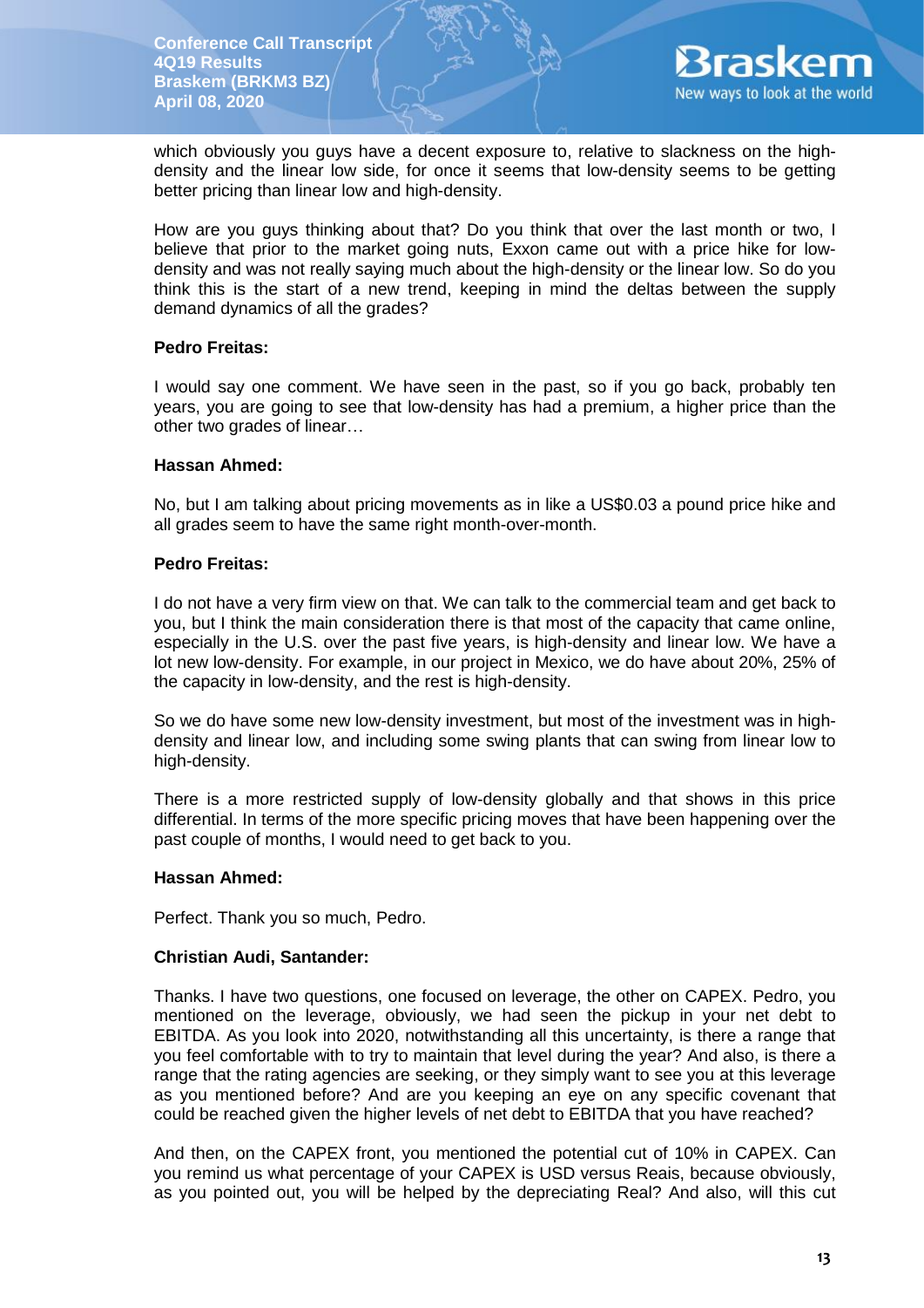which obviously you guys have a decent exposure to, relative to slackness on the high-density and the linear low side, for once it seems that low-density seems to be getting better pricing than linear low and high-density.

How are you guys thinking about that? Do you think that over the last month or two, I believe that prior to the market going nuts, Exxon came out with a price hike for low-density and was not really saying much about the high-density or the linear low. So do you think this is the start of a new trend, keeping in mind the deltas between the supply demand dynamics of all the grades?

**Pedro Freitas:**

I would say one comment. We have seen in the past, so if you go back, probably ten years, you are going to see that low-density has had a premium, a higher price than the other two grades of linear…

**Hassan Ahmed:**

No, but I am talking about pricing movements as in like a US$0.03 a pound price hike and all grades seem to have the same right month-over-month.

**Pedro Freitas:**

I do not have a very firm view on that. We can talk to the commercial team and get back to you, but I think the main consideration there is that most of the capacity that came online, especially in the U.S. over the past five years, is high-density and linear low. We have a lot new low-density. For example, in our project in Mexico, we do have about 20%, 25% of the capacity in low-density, and the rest is high-density.

So we do have some new low-density investment, but most of the investment was in high-density and linear low, and including some swing plants that can swing from linear low to high-density.

There is a more restricted supply of low-density globally and that shows in this price differential. In terms of the more specific pricing moves that have been happening over the past couple of months, I would need to get back to you.

**Hassan Ahmed:**

Perfect. Thank you so much, Pedro.

**Christian Audi, Santander:**

Thanks. I have two questions, one focused on leverage, the other on CAPEX. Pedro, you mentioned on the leverage, obviously, we had seen the pickup in your net debt to EBITDA. As you look into 2020, notwithstanding all this uncertainty, is there a range that you feel comfortable with to try to maintain that level during the year? And also, is there a range that the rating agencies are seeking, or they simply want to see you at this leverage as you mentioned before? And are you keeping an eye on any specific covenant that could be reached given the higher levels of net debt to EBITDA that you have reached?

And then, on the CAPEX front, you mentioned the potential cut of 10% in CAPEX. Can you remind us what percentage of your CAPEX is USD versus Reais, because obviously, as you pointed out, you will be helped by the depreciating Real? And also, will this cut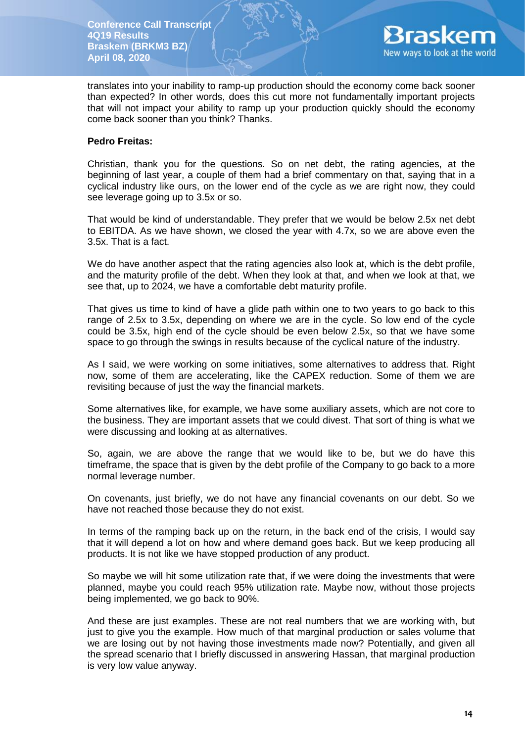translates into your inability to ramp-up production should the economy come back sooner than expected? In other words, does this cut more not fundamentally important projects that will not impact your ability to ramp up your production quickly should the economy come back sooner than you think? Thanks.

**Pedro Freitas:**

Christian, thank you for the questions. So on net debt, the rating agencies, at the beginning of last year, a couple of them had a brief commentary on that, saying that in a cyclical industry like ours, on the lower end of the cycle as we are right now, they could see leverage going up to 3.5x or so.

That would be kind of understandable. They prefer that we would be below 2.5x net debt to EBITDA. As we have shown, we closed the year with 4.7x, so we are above even the 3.5x. That is a fact.

We do have another aspect that the rating agencies also look at, which is the debt profile, and the maturity profile of the debt. When they look at that, and when we look at that, we see that, up to 2024, we have a comfortable debt maturity profile.

That gives us time to kind of have a glide path within one to two years to go back to this range of 2.5x to 3.5x, depending on where we are in the cycle. So low end of the cycle could be 3.5x, high end of the cycle should be even below 2.5x, so that we have some space to go through the swings in results because of the cyclical nature of the industry.

As I said, we were working on some initiatives, some alternatives to address that. Right now, some of them are accelerating, like the CAPEX reduction. Some of them we are revisiting because of just the way the financial markets.

Some alternatives like, for example, we have some auxiliary assets, which are not core to the business. They are important assets that we could divest. That sort of thing is what we were discussing and looking at as alternatives.

So, again, we are above the range that we would like to be, but we do have this timeframe, the space that is given by the debt profile of the Company to go back to a more normal leverage number.

On covenants, just briefly, we do not have any financial covenants on our debt. So we have not reached those because they do not exist.

In terms of the ramping back up on the return, in the back end of the crisis, I would say that it will depend a lot on how and where demand goes back. But we keep producing all products. It is not like we have stopped production of any product.

So maybe we will hit some utilization rate that, if we were doing the investments that were planned, maybe you could reach 95% utilization rate. Maybe now, without those projects being implemented, we go back to 90%.

And these are just examples. These are not real numbers that we are working with, but just to give you the example. How much of that marginal production or sales volume that we are losing out by not having those investments made now? Potentially, and given all the spread scenario that I briefly discussed in answering Hassan, that marginal production is very low value anyway.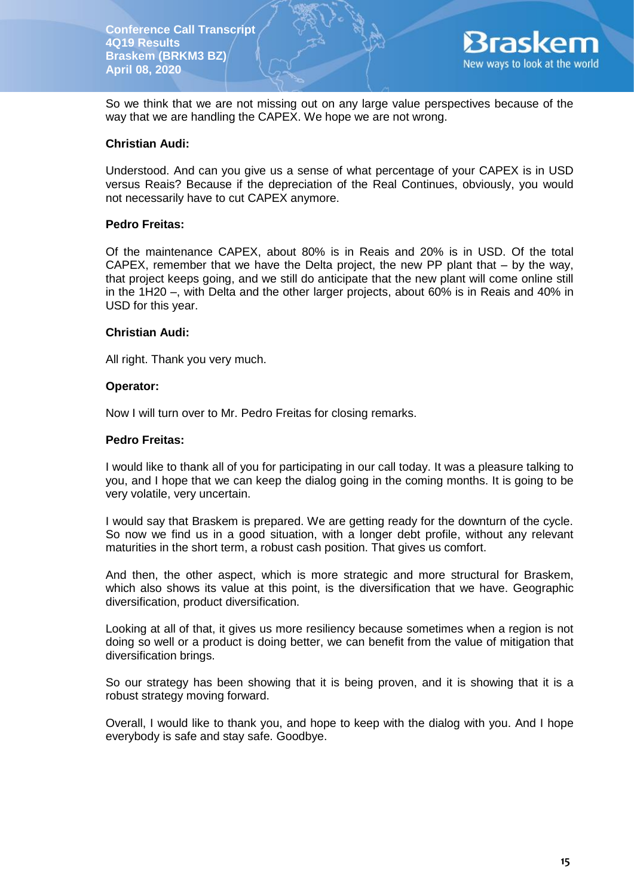So we think that we are not missing out on any large value perspectives because of the way that we are handling the CAPEX. We hope we are not wrong.

**Christian Audi:**

Understood. And can you give us a sense of what percentage of your CAPEX is in USD versus Reais? Because if the depreciation of the Real Continues, obviously, you would not necessarily have to cut CAPEX anymore.

**Pedro Freitas:**

Of the maintenance CAPEX, about 80% is in Reais and 20% is in USD. Of the total CAPEX, remember that we have the Delta project, the new PP plant that – by the way, that project keeps going, and we still do anticipate that the new plant will come online still in the 1H20 –, with Delta and the other larger projects, about 60% is in Reais and 40% in USD for this year.

**Christian Audi:**

All right. Thank you very much.

**Operator:**

Now I will turn over to Mr. Pedro Freitas for closing remarks.

**Pedro Freitas:**

I would like to thank all of you for participating in our call today. It was a pleasure talking to you, and I hope that we can keep the dialog going in the coming months. It is going to be very volatile, very uncertain.

I would say that Braskem is prepared. We are getting ready for the downturn of the cycle. So now we find us in a good situation, with a longer debt profile, without any relevant maturities in the short term, a robust cash position. That gives us comfort.

And then, the other aspect, which is more strategic and more structural for Braskem, which also shows its value at this point, is the diversification that we have. Geographic diversification, product diversification.

Looking at all of that, it gives us more resiliency because sometimes when a region is not doing so well or a product is doing better, we can benefit from the value of mitigation that diversification brings.

So our strategy has been showing that it is being proven, and it is showing that it is a robust strategy moving forward.

Overall, I would like to thank you, and hope to keep with the dialog with you. And I hope everybody is safe and stay safe. Goodbye.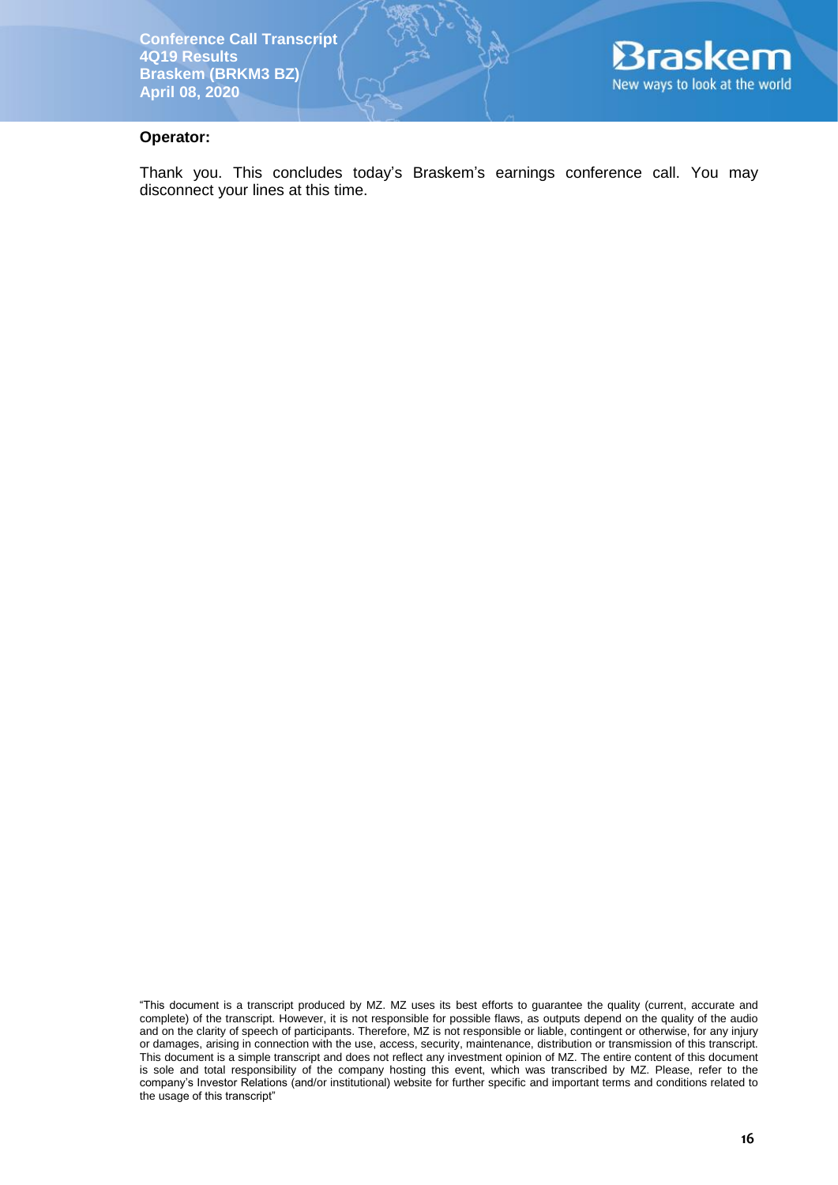**Operator:**

Thank you. This concludes today's Braskem's earnings conference call. You may disconnect your lines at this time.

"This document is a transcript produced by MZ. MZ uses its best efforts to guarantee the quality (current, accurate and complete) of the transcript. However, it is not responsible for possible flaws, as outputs depend on the quality of the audio and on the clarity of speech of participants. Therefore, MZ is not responsible or liable, contingent or otherwise, for any injury or damages, arising in connection with the use, access, security, maintenance, distribution or transmission of this transcript. This document is a simple transcript and does not reflect any investment opinion of MZ. The entire content of this document is sole and total responsibility of the company hosting this event, which was transcribed by MZ. Please, refer to the company's Investor Relations (and/or institutional) website for further specific and important terms and conditions related to the usage of this transcript"